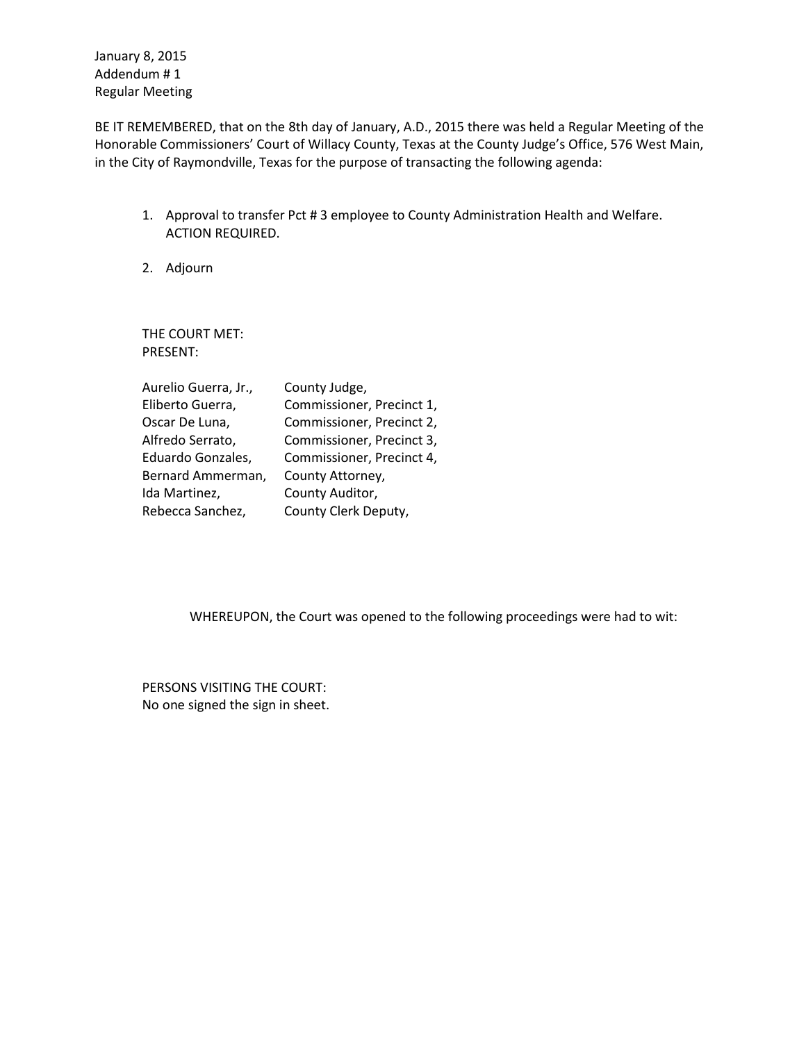January 8, 2015
Addendum # 1
Regular Meeting

BE IT REMEMBERED, that on the 8th day of January, A.D., 2015 there was held a Regular Meeting of the Honorable Commissioners' Court of Willacy County, Texas at the County Judge's Office, 576 West Main, in the City of Raymondville, Texas for the purpose of transacting the following agenda:

1. Approval to transfer Pct # 3 employee to County Administration Health and Welfare. ACTION REQUIRED.
2. Adjourn

THE COURT MET:
PRESENT:

| | |
|---|---|
| Aurelio Guerra, Jr., | County Judge, |
| Eliberto Guerra, | Commissioner, Precinct 1, |
| Oscar De Luna, | Commissioner, Precinct 2, |
| Alfredo Serrato, | Commissioner, Precinct 3, |
| Eduardo Gonzales, | Commissioner, Precinct 4, |
| Bernard Ammerman, | County Attorney, |
| Ida Martinez, | County Auditor, |
| Rebecca Sanchez, | County Clerk Deputy, |

WHEREUPON, the Court was opened to the following proceedings were had to wit:

PERSONS VISITING THE COURT:
No one signed the sign in sheet.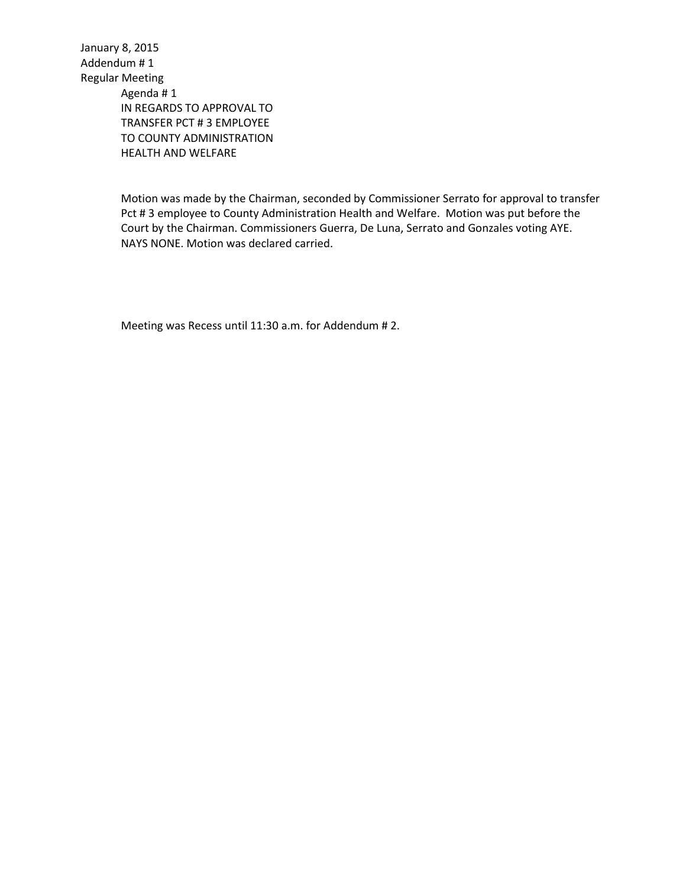January 8, 2015
Addendum # 1
Regular Meeting

Agenda # 1
IN REGARDS TO APPROVAL TO
TRANSFER PCT # 3 EMPLOYEE
TO COUNTY ADMINISTRATION
HEALTH AND WELFARE

Motion was made by the Chairman, seconded by Commissioner Serrato for approval to transfer Pct # 3 employee to County Administration Health and Welfare. Motion was put before the Court by the Chairman. Commissioners Guerra, De Luna, Serrato and Gonzales voting AYE. NAYS NONE. Motion was declared carried.

Meeting was Recess until 11:30 a.m. for Addendum # 2.